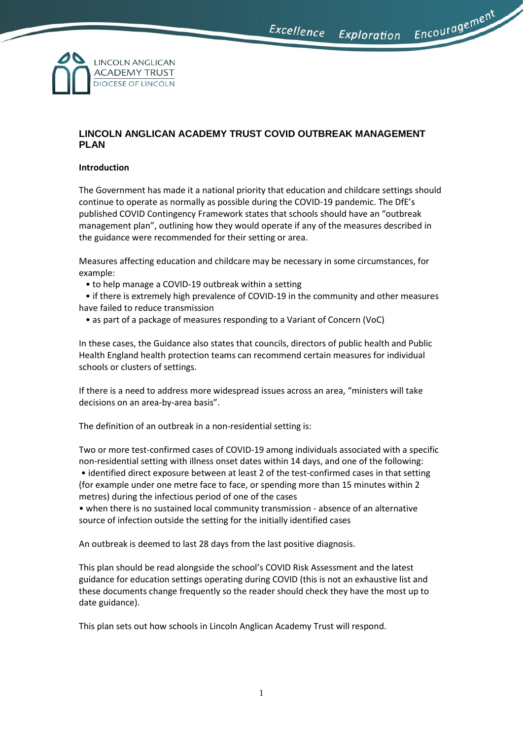# LINCOLN ANGLICAN ACADEMY TRUST COVID OUTBREAK MANAGEMENT PLAN

**Introduction**

The Government has made it a national priority that education and childcare settings should continue to operate as normally as possible during the COVID-19 pandemic. The DfE's published COVID Contingency Framework states that schools should have an "outbreak management plan", outlining how they would operate if any of the measures described in the guidance were recommended for their setting or area.

Measures affecting education and childcare may be necessary in some circumstances, for example:

- to help manage a COVID-19 outbreak within a setting
- if there is extremely high prevalence of COVID-19 in the community and other measures have failed to reduce transmission
- as part of a package of measures responding to a Variant of Concern (VoC)

In these cases, the Guidance also states that councils, directors of public health and Public Health England health protection teams can recommend certain measures for individual schools or clusters of settings.

If there is a need to address more widespread issues across an area, "ministers will take decisions on an area-by-area basis".

The definition of an outbreak in a non-residential setting is:

Two or more test-confirmed cases of COVID-19 among individuals associated with a specific non-residential setting with illness onset dates within 14 days, and one of the following:

- identified direct exposure between at least 2 of the test-confirmed cases in that setting (for example under one metre face to face, or spending more than 15 minutes within 2 metres) during the infectious period of one of the cases
- when there is no sustained local community transmission - absence of an alternative source of infection outside the setting for the initially identified cases

An outbreak is deemed to last 28 days from the last positive diagnosis.

This plan should be read alongside the school's COVID Risk Assessment and the latest guidance for education settings operating during COVID (this is not an exhaustive list and these documents change frequently so the reader should check they have the most up to date guidance).

This plan sets out how schools in Lincoln Anglican Academy Trust will respond.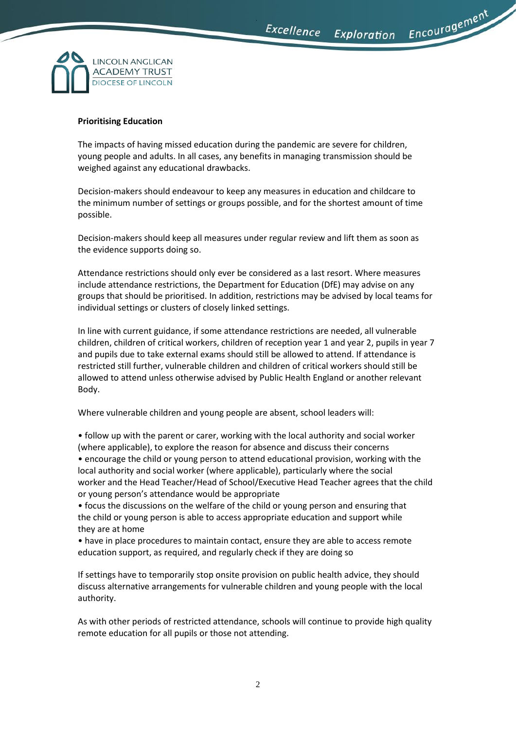**Prioritising Education**

The impacts of having missed education during the pandemic are severe for children, young people and adults. In all cases, any benefits in managing transmission should be weighed against any educational drawbacks.

Decision-makers should endeavour to keep any measures in education and childcare to the minimum number of settings or groups possible, and for the shortest amount of time possible.

Decision-makers should keep all measures under regular review and lift them as soon as the evidence supports doing so.

Attendance restrictions should only ever be considered as a last resort. Where measures include attendance restrictions, the Department for Education (DfE) may advise on any groups that should be prioritised. In addition, restrictions may be advised by local teams for individual settings or clusters of closely linked settings.

In line with current guidance, if some attendance restrictions are needed, all vulnerable children, children of critical workers, children of reception year 1 and year 2, pupils in year 7 and pupils due to take external exams should still be allowed to attend. If attendance is restricted still further, vulnerable children and children of critical workers should still be allowed to attend unless otherwise advised by Public Health England or another relevant Body.

Where vulnerable children and young people are absent, school leaders will:

- follow up with the parent or carer, working with the local authority and social worker (where applicable), to explore the reason for absence and discuss their concerns
- encourage the child or young person to attend educational provision, working with the local authority and social worker (where applicable), particularly where the social worker and the Head Teacher/Head of School/Executive Head Teacher agrees that the child or young person's attendance would be appropriate
- focus the discussions on the welfare of the child or young person and ensuring that the child or young person is able to access appropriate education and support while they are at home
- have in place procedures to maintain contact, ensure they are able to access remote education support, as required, and regularly check if they are doing so

If settings have to temporarily stop onsite provision on public health advice, they should discuss alternative arrangements for vulnerable children and young people with the local authority.

As with other periods of restricted attendance, schools will continue to provide high quality remote education for all pupils or those not attending.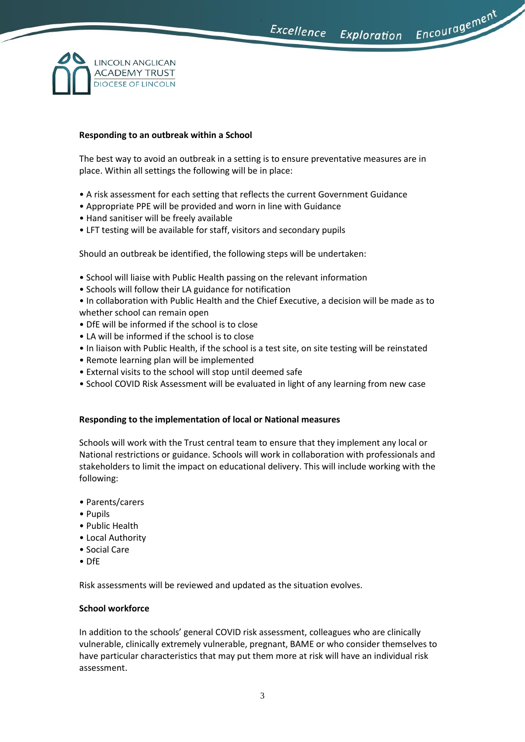**Responding to an outbreak within a School**

The best way to avoid an outbreak in a setting is to ensure preventative measures are in place. Within all settings the following will be in place:

- A risk assessment for each setting that reflects the current Government Guidance
- Appropriate PPE will be provided and worn in line with Guidance
- Hand sanitiser will be freely available
- LFT testing will be available for staff, visitors and secondary pupils

Should an outbreak be identified, the following steps will be undertaken:

- School will liaise with Public Health passing on the relevant information
- Schools will follow their LA guidance for notification
- In collaboration with Public Health and the Chief Executive, a decision will be made as to whether school can remain open
- DfE will be informed if the school is to close
- LA will be informed if the school is to close
- In liaison with Public Health, if the school is a test site, on site testing will be reinstated
- Remote learning plan will be implemented
- External visits to the school will stop until deemed safe
- School COVID Risk Assessment will be evaluated in light of any learning from new case

**Responding to the implementation of local or National measures**

Schools will work with the Trust central team to ensure that they implement any local or National restrictions or guidance. Schools will work in collaboration with professionals and stakeholders to limit the impact on educational delivery. This will include working with the following:

- Parents/carers
- Pupils
- Public Health
- Local Authority
- Social Care
- DfE

Risk assessments will be reviewed and updated as the situation evolves.

**School workforce**

In addition to the schools' general COVID risk assessment, colleagues who are clinically vulnerable, clinically extremely vulnerable, pregnant, BAME or who consider themselves to have particular characteristics that may put them more at risk will have an individual risk assessment.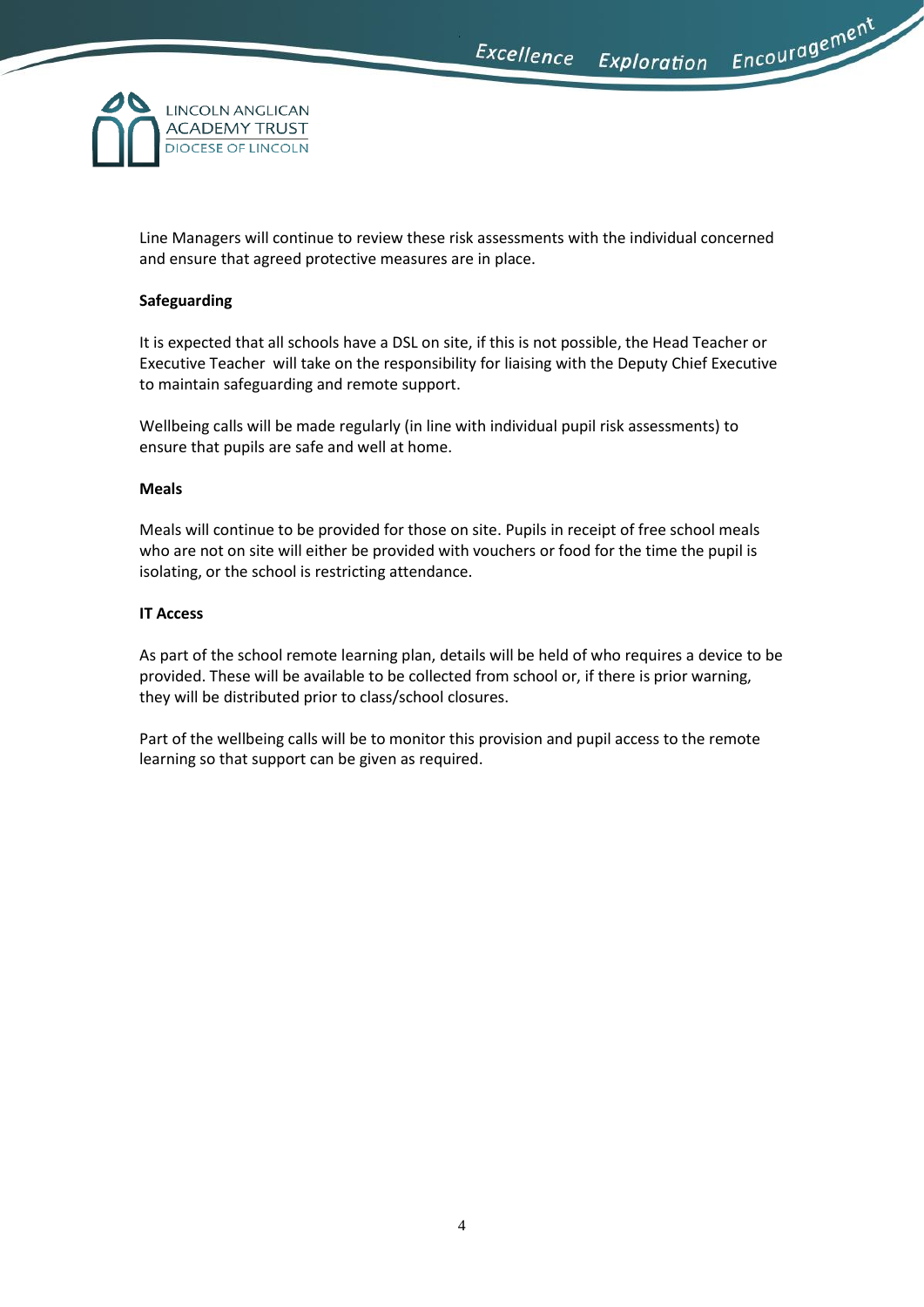Line Managers will continue to review these risk assessments with the individual concerned and ensure that agreed protective measures are in place.

**Safeguarding**

It is expected that all schools have a DSL on site, if this is not possible, the Head Teacher or Executive Teacher will take on the responsibility for liaising with the Deputy Chief Executive to maintain safeguarding and remote support.

Wellbeing calls will be made regularly (in line with individual pupil risk assessments) to ensure that pupils are safe and well at home.

**Meals**

Meals will continue to be provided for those on site. Pupils in receipt of free school meals who are not on site will either be provided with vouchers or food for the time the pupil is isolating, or the school is restricting attendance.

**IT Access**

As part of the school remote learning plan, details will be held of who requires a device to be provided. These will be available to be collected from school or, if there is prior warning, they will be distributed prior to class/school closures.

Part of the wellbeing calls will be to monitor this provision and pupil access to the remote learning so that support can be given as required.